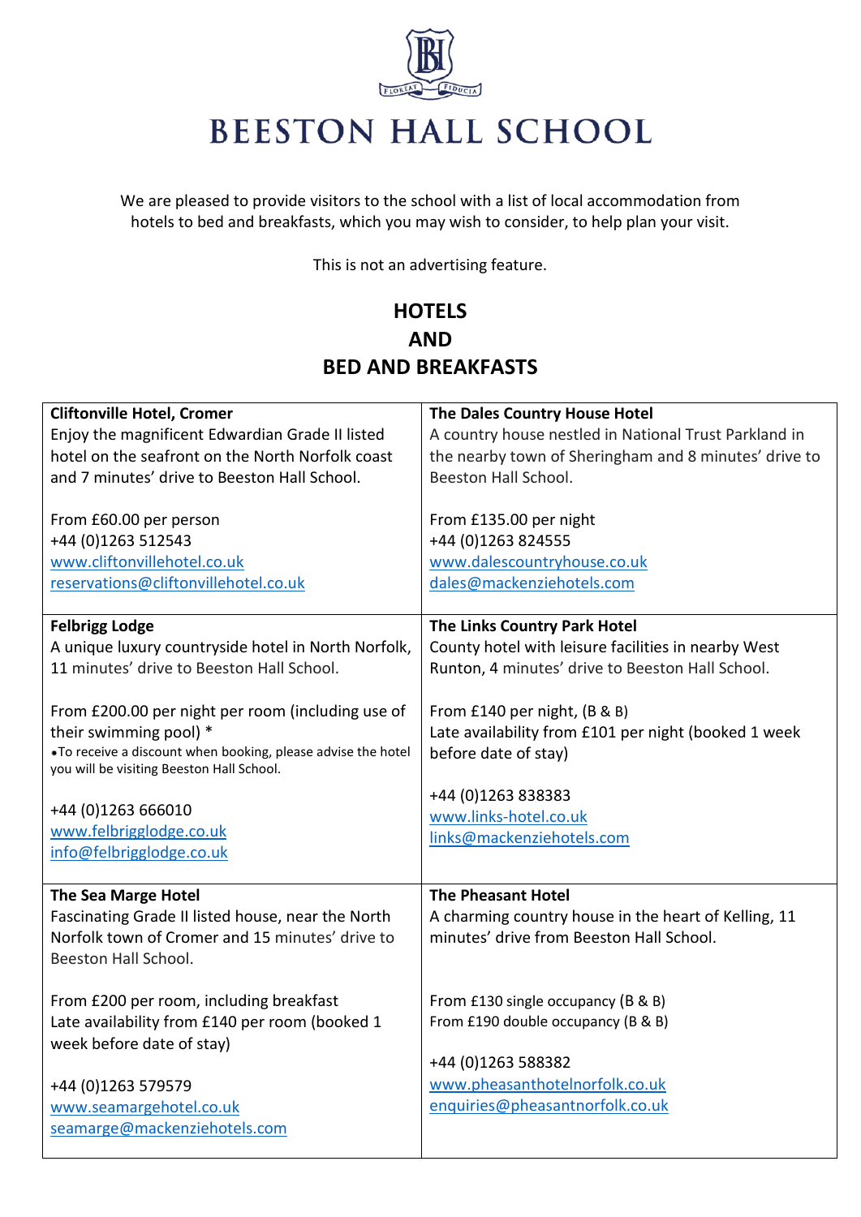# BEESTON HALL SCHOOL

We are pleased to provide visitors to the school with a list of local accommodation from hotels to bed and breakfasts, which you may wish to consider, to help plan your visit.

This is not an advertising feature.

## HOTELS AND BED AND BREAKFASTS

| | |
|---|---|
| **Cliftonville Hotel, Cromer**<br>Enjoy the magnificent Edwardian Grade II listed hotel on the seafront on the North Norfolk coast and 7 minutes' drive to Beeston Hall School.<br><br>From £60.00 per person<br>+44 (0)1263 512543<br>www.cliftonvillehotel.co.uk<br>reservations@cliftonvillehotel.co.uk | **The Dales Country House Hotel**<br>A country house nestled in National Trust Parkland in the nearby town of Sheringham and 8 minutes' drive to Beeston Hall School.<br><br>From £135.00 per night<br>+44 (0)1263 824555<br>www.dalescountryhouse.co.uk<br>dales@mackenziehotels.com |
| **Felbrigg Lodge**<br>A unique luxury countryside hotel in North Norfolk, 11 minutes' drive to Beeston Hall School.<br><br>From £200.00 per night per room (including use of their swimming pool) *<br>*To receive a discount when booking, please advise the hotel you will be visiting Beeston Hall School.<br><br>+44 (0)1263 666010<br>www.felbrigglodge.co.uk<br>info@felbrigglodge.co.uk | **The Links Country Park Hotel**<br>County hotel with leisure facilities in nearby West Runton, 4 minutes' drive to Beeston Hall School.<br><br>From £140 per night, (B & B)<br>Late availability from £101 per night (booked 1 week before date of stay)<br><br>+44 (0)1263 838383<br>www.links-hotel.co.uk<br>links@mackenziehotels.com |
| **The Sea Marge Hotel**<br>Fascinating Grade II listed house, near the North Norfolk town of Cromer and 15 minutes' drive to Beeston Hall School.<br><br>From £200 per room, including breakfast<br>Late availability from £140 per room (booked 1 week before date of stay)<br><br>+44 (0)1263 579579<br>www.seamargehotel.co.uk<br>seamarge@mackenziehotels.com | **The Pheasant Hotel**<br>A charming country house in the heart of Kelling, 11 minutes' drive from Beeston Hall School.<br><br>From £130 single occupancy (B & B)<br>From £190 double occupancy (B & B)<br><br>+44 (0)1263 588382<br>www.pheasanthotelnorfolk.co.uk<br>enquiries@pheasantnorfolk.co.uk |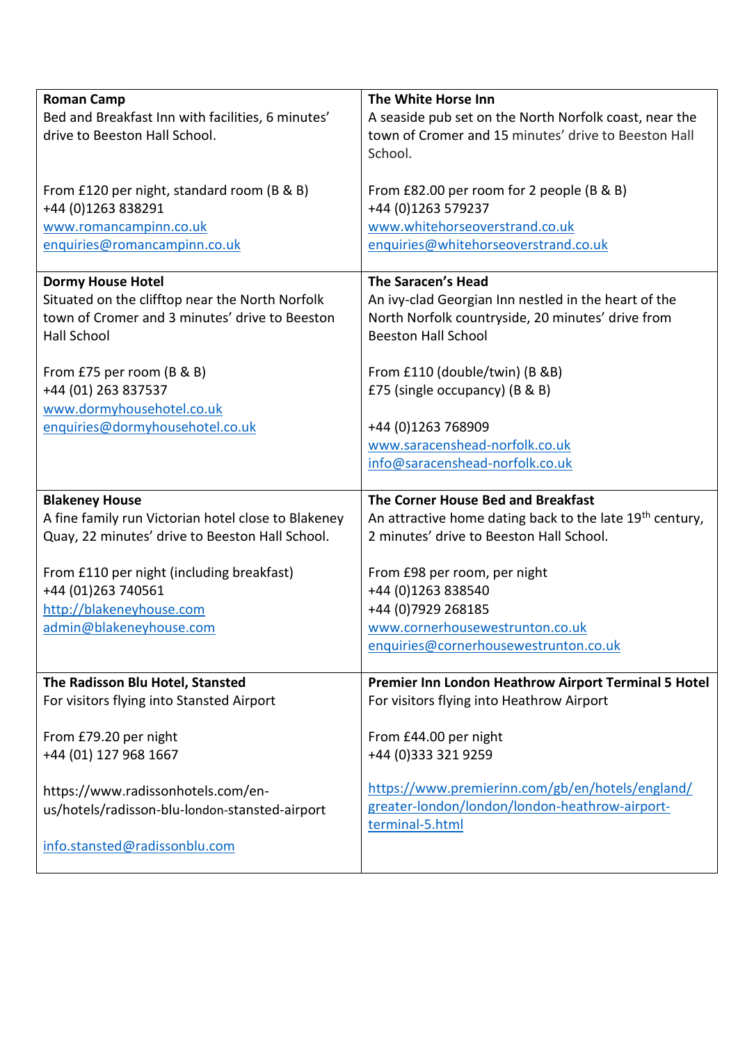| | |
|---|---|
| **Roman Camp**<br>Bed and Breakfast Inn with facilities, 6 minutes' drive to Beeston Hall School.<br><br>From £120 per night, standard room (B & B)<br>+44 (0)1263 838291<br>www.romancampinn.co.uk<br>enquiries@romancampinn.co.uk | **The White Horse Inn**<br>A seaside pub set on the North Norfolk coast, near the town of Cromer and 15 minutes' drive to Beeston Hall School.<br><br>From £82.00 per room for 2 people (B & B)<br>+44 (0)1263 579237<br>www.whitehorseoverstrand.co.uk<br>enquiries@whitehorseoverstrand.co.uk |
| **Dormy House Hotel**<br>Situated on the clifftop near the North Norfolk town of Cromer and 3 minutes' drive to Beeston Hall School<br><br>From £75 per room (B & B)<br>+44 (01) 263 837537<br>www.dormyhousehotel.co.uk<br>enquiries@dormyhousehotel.co.uk | **The Saracen's Head**<br>An ivy-clad Georgian Inn nestled in the heart of the North Norfolk countryside, 20 minutes' drive from Beeston Hall School<br><br>From £110 (double/twin) (B &B)<br>£75 (single occupancy) (B & B)<br><br>+44 (0)1263 768909<br>www.saracenshead-norfolk.co.uk<br>info@saracenshead-norfolk.co.uk |
| **Blakeney House**<br>A fine family run Victorian hotel close to Blakeney Quay, 22 minutes' drive to Beeston Hall School.<br><br>From £110 per night (including breakfast)<br>+44 (01)263 740561<br>http://blakeneyhouse.com<br>admin@blakeneyhouse.com | **The Corner House Bed and Breakfast**<br>An attractive home dating back to the late 19th century, 2 minutes' drive to Beeston Hall School.<br><br>From £98 per room, per night<br>+44 (0)1263 838540<br>+44 (0)7929 268185<br>www.cornerhousewestrunton.co.uk<br>enquiries@cornerhousewestrunton.co.uk |
| **The Radisson Blu Hotel, Stansted**<br>For visitors flying into Stansted Airport<br><br>From £79.20 per night<br>+44 (01) 127 968 1667<br><br>https://www.radissonhotels.com/en-us/hotels/radisson-blu-london-stansted-airport<br><br>info.stansted@radissonblu.com | **Premier Inn London Heathrow Airport Terminal 5 Hotel**<br>For visitors flying into Heathrow Airport<br><br>From £44.00 per night<br>+44 (0)333 321 9259<br><br>https://www.premierinn.com/gb/en/hotels/england/greater-london/london/london-heathrow-airport-terminal-5.html |